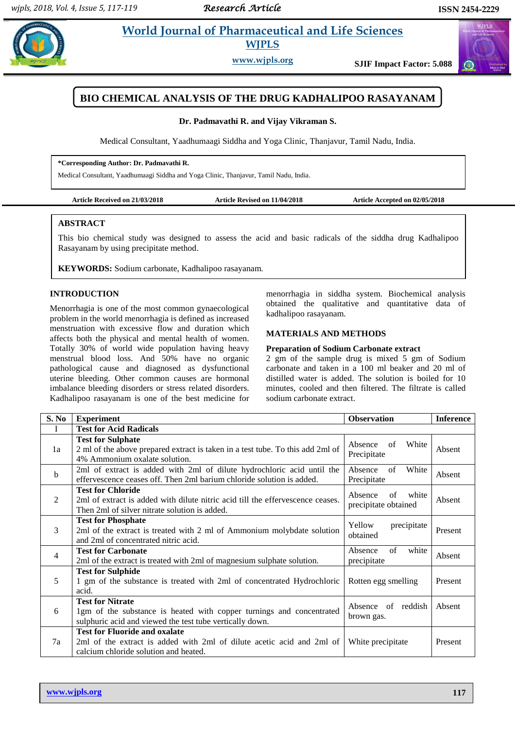# BIO CHEMICAL ANALYSIS OF THE DRUG KADHALIPOO RASAYANAM

**Dr. Padmavathi R. and Vijay Vikraman S.**

Medical Consultant, Yaadhumaagi Siddha and Yoga Clinic, Thanjavur, Tamil Nadu, India.

**\*Corresponding Author: Dr. Padmavathi R.**
Medical Consultant, Yaadhumaagi Siddha and Yoga Clinic, Thanjavur, Tamil Nadu, India.

**Article Received on 21/03/2018** **Article Revised on 11/04/2018** **Article Accepted on 02/05/2018**

## ABSTRACT

This bio chemical study was designed to assess the acid and basic radicals of the siddha drug Kadhalipoo Rasayanam by using precipitate method.

**KEYWORDS:** Sodium carbonate, Kadhalipoo rasayanam.

## INTRODUCTION

Menorrhagia is one of the most common gynaecological problem in the world menorrhagia is defined as increased menstruation with excessive flow and duration which affects both the physical and mental health of women. Totally 30% of world wide population having heavy menstrual blood loss. And 50% have no organic pathological cause and diagnosed as dysfunctional uterine bleeding. Other common causes are hormonal imbalance bleeding disorders or stress related disorders. Kadhalipoo rasayanam is one of the best medicine for menorrhagia in siddha system. Biochemical analysis obtained the qualitative and quantitative data of kadhalipoo rasayanam.

## MATERIALS AND METHODS

**Preparation of Sodium Carbonate extract**

2 gm of the sample drug is mixed 5 gm of Sodium carbonate and taken in a 100 ml beaker and 20 ml of distilled water is added. The solution is boiled for 10 minutes, cooled and then filtered. The filtrate is called sodium carbonate extract.

| S. No | Experiment | Observation | Inference |
|---|---|---|---|
| I | **Test for Acid Radicals** | | |
| 1a | **Test for Sulphate**<br>2 ml of the above prepared extract is taken in a test tube. To this add 2ml of 4% Ammonium oxalate solution. | Absence of White Precipitate | Absent |
| b | 2ml of extract is added with 2ml of dilute hydrochloric acid until the effervescence ceases off. Then 2ml barium chloride solution is added. | Absence of White Precipitate | Absent |
| 2 | **Test for Chloride**<br>2ml of extract is added with dilute nitric acid till the effervescence ceases. Then 2ml of silver nitrate solution is added. | Absence of white precipitate obtained | Absent |
| 3 | **Test for Phosphate**<br>2ml of the extract is treated with 2 ml of Ammonium molybdate solution and 2ml of concentrated nitric acid. | Yellow precipitate obtained | Present |
| 4 | **Test for Carbonate**<br>2ml of the extract is treated with 2ml of magnesium sulphate solution. | Absence of white precipitate | Absent |
| 5 | **Test for Sulphide**<br>1 gm of the substance is treated with 2ml of concentrated Hydrochloric acid. | Rotten egg smelling | Present |
| 6 | **Test for Nitrate**<br>1gm of the substance is heated with copper turnings and concentrated sulphuric acid and viewed the test tube vertically down. | Absence of reddish brown gas. | Absent |
| 7a | **Test for Fluoride and oxalate**<br>2ml of the extract is added with 2ml of dilute acetic acid and 2ml of calcium chloride solution and heated. | White precipitate | Present |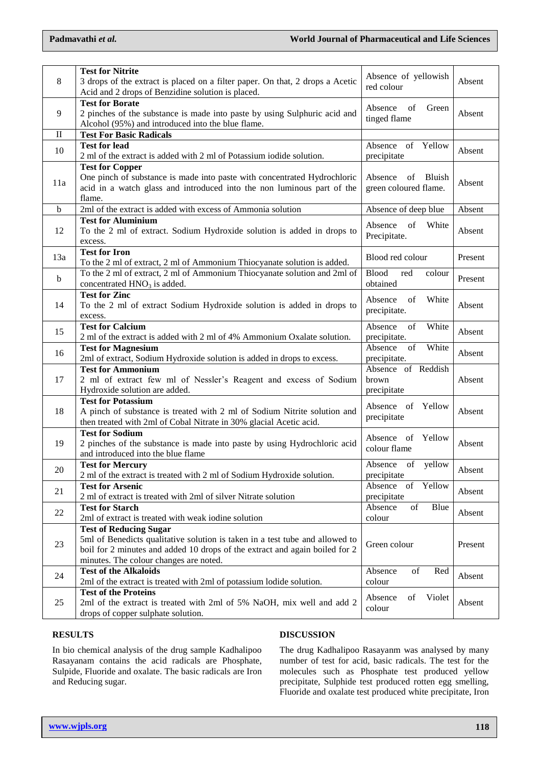| | | | |
|---|---|---|---|
| 8 | **Test for Nitrite**<br>3 drops of the extract is placed on a filter paper. On that, 2 drops a Acetic Acid and 2 drops of Benzidine solution is placed. | Absence of yellowish red colour | Absent |
| 9 | **Test for Borate**<br>2 pinches of the substance is made into paste by using Sulphuric acid and Alcohol (95%) and introduced into the blue flame. | Absence of Green tinged flame | Absent |
| II | **Test For Basic Radicals** | | |
| 10 | **Test for lead**<br>2 ml of the extract is added with 2 ml of Potassium iodide solution. | Absence of Yellow precipitate | Absent |
| 11a | **Test for Copper**<br>One pinch of substance is made into paste with concentrated Hydrochloric acid in a watch glass and introduced into the non luminous part of the flame. | Absence of Bluish green coloured flame. | Absent |
| b | 2ml of the extract is added with excess of Ammonia solution | Absence of deep blue | Absent |
| 12 | **Test for Aluminium**<br>To the 2 ml of extract. Sodium Hydroxide solution is added in drops to excess. | Absence of White Precipitate. | Absent |
| 13a | **Test for Iron**<br>To the 2 ml of extract, 2 ml of Ammonium Thiocyanate solution is added. | Blood red colour | Present |
| b | To the 2 ml of extract, 2 ml of Ammonium Thiocyanate solution and 2ml of concentrated $HNO_3$ is added. | Blood red colour obtained | Present |
| 14 | **Test for Zinc**<br>To the 2 ml of extract Sodium Hydroxide solution is added in drops to excess. | Absence of White precipitate. | Absent |
| 15 | **Test for Calcium**<br>2 ml of the extract is added with 2 ml of 4% Ammonium Oxalate solution. | Absence of White precipitate. | Absent |
| 16 | **Test for Magnesium**<br>2ml of extract, Sodium Hydroxide solution is added in drops to excess. | Absence of White precipitate. | Absent |
| 17 | **Test for Ammonium**<br>2 ml of extract few ml of Nessler's Reagent and excess of Sodium Hydroxide solution are added. | Absence of Reddish brown precipitate | Absent |
| 18 | **Test for Potassium**<br>A pinch of substance is treated with 2 ml of Sodium Nitrite solution and then treated with 2ml of Cobal Nitrate in 30% glacial Acetic acid. | Absence of Yellow precipitate | Absent |
| 19 | **Test for Sodium**<br>2 pinches of the substance is made into paste by using Hydrochloric acid and introduced into the blue flame | Absence of Yellow colour flame | Absent |
| 20 | **Test for Mercury**<br>2 ml of the extract is treated with 2 ml of Sodium Hydroxide solution. | Absence of yellow precipitate | Absent |
| 21 | **Test for Arsenic**<br>2 ml of extract is treated with 2ml of silver Nitrate solution | Absence of Yellow precipitate | Absent |
| 22 | **Test for Starch**<br>2ml of extract is treated with weak iodine solution | Absence of Blue colour | Absent |
| 23 | **Test of Reducing Sugar**<br>5ml of Benedicts qualitative solution is taken in a test tube and allowed to boil for 2 minutes and added 10 drops of the extract and again boiled for 2 minutes. The colour changes are noted. | Green colour | Present |
| 24 | **Test of the Alkaloids**<br>2ml of the extract is treated with 2ml of potassium lodide solution. | Absence of Red colour | Absent |
| 25 | **Test of the Proteins**<br>2ml of the extract is treated with 2ml of 5% NaOH, mix well and add 2 drops of copper sulphate solution. | Absence of Violet colour | Absent |

## RESULTS

In bio chemical analysis of the drug sample Kadhalipoo Rasayanam contains the acid radicals are Phosphate, Sulpide, Fluoride and oxalate. The basic radicals are Iron and Reducing sugar.

## DISCUSSION

The drug Kadhalipoo Rasayanm was analysed by many number of test for acid, basic radicals. The test for the molecules such as Phosphate test produced yellow precipitate, Sulphide test produced rotten egg smelling, Fluoride and oxalate test produced white precipitate, Iron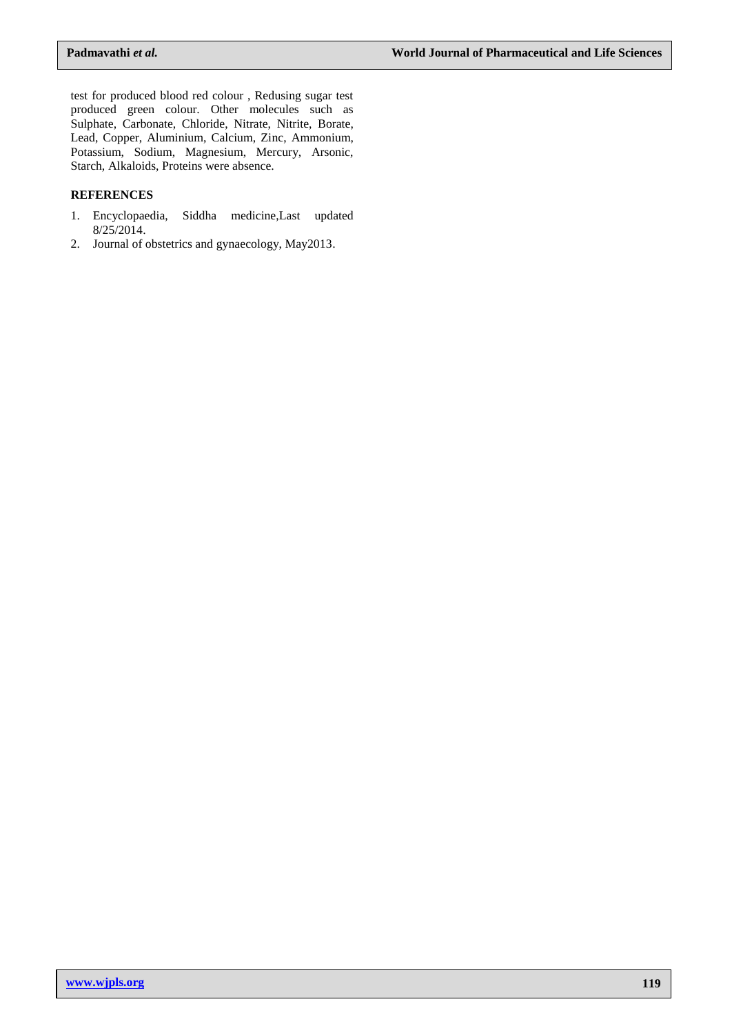test for produced blood red colour , Redusing sugar test produced green colour. Other molecules such as Sulphate, Carbonate, Chloride, Nitrate, Nitrite, Borate, Lead, Copper, Aluminium, Calcium, Zinc, Ammonium, Potassium, Sodium, Magnesium, Mercury, Arsonic, Starch, Alkaloids, Proteins were absence.

## REFERENCES

1. Encyclopaedia, Siddha medicine,Last updated 8/25/2014.
2. Journal of obstetrics and gynaecology, May2013.